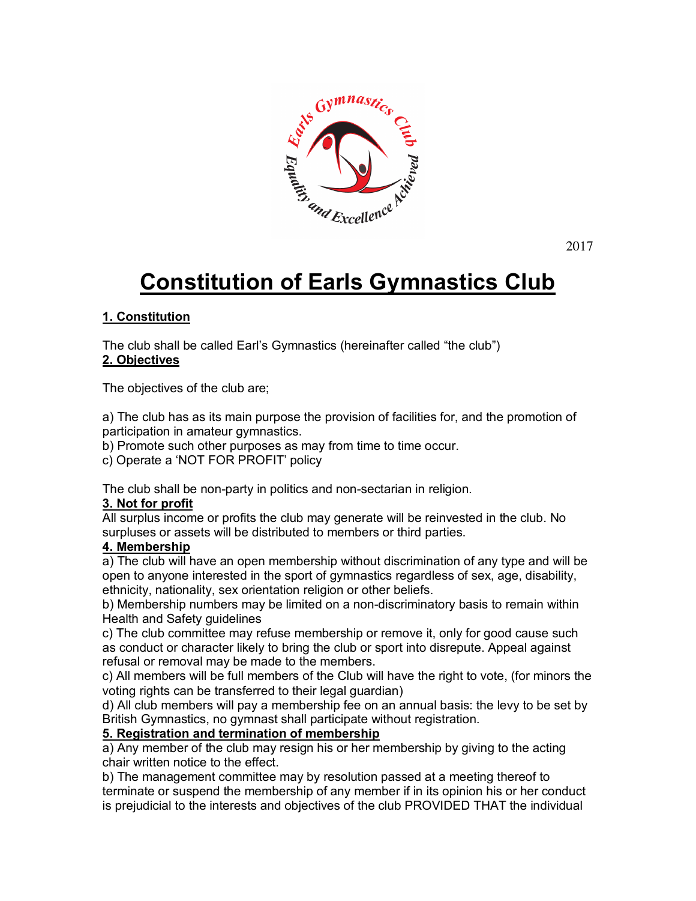2017

# Constitution of Earls Gymnastics Club

## 1. Constitution

The club shall be called Earl's Gymnastics (hereinafter called "the club")

## 2. Objectives

The objectives of the club are;

a) The club has as its main purpose the provision of facilities for, and the promotion of participation in amateur gymnastics.
b) Promote such other purposes as may from time to time occur.
c) Operate a 'NOT FOR PROFIT' policy

The club shall be non-party in politics and non-sectarian in religion.

## 3. Not for profit

All surplus income or profits the club may generate will be reinvested in the club. No surpluses or assets will be distributed to members or third parties.

## 4. Membership

a) The club will have an open membership without discrimination of any type and will be open to anyone interested in the sport of gymnastics regardless of sex, age, disability, ethnicity, nationality, sex orientation religion or other beliefs.
b) Membership numbers may be limited on a non-discriminatory basis to remain within Health and Safety guidelines
c) The club committee may refuse membership or remove it, only for good cause such as conduct or character likely to bring the club or sport into disrepute. Appeal against refusal or removal may be made to the members.
c) All members will be full members of the Club will have the right to vote, (for minors the voting rights can be transferred to their legal guardian)
d) All club members will pay a membership fee on an annual basis: the levy to be set by British Gymnastics, no gymnast shall participate without registration.

## 5. Registration and termination of membership

a) Any member of the club may resign his or her membership by giving to the acting chair written notice to the effect.
b) The management committee may by resolution passed at a meeting thereof to terminate or suspend the membership of any member if in its opinion his or her conduct is prejudicial to the interests and objectives of the club PROVIDED THAT the individual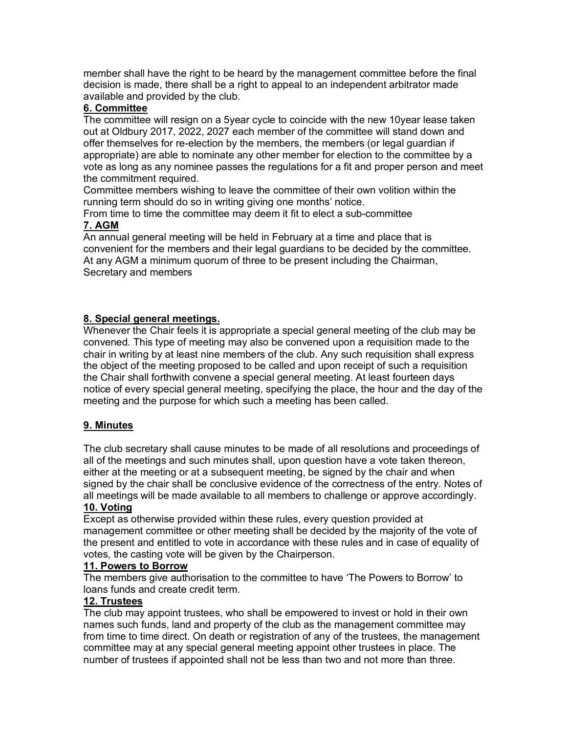member shall have the right to be heard by the management committee before the final decision is made, there shall be a right to appeal to an independent arbitrator made available and provided by the club.

**6. Committee**

The committee will resign on a 5year cycle to coincide with the new 10year lease taken out at Oldbury 2017, 2022, 2027 each member of the committee will stand down and offer themselves for re-election by the members, the members (or legal guardian if appropriate) are able to nominate any other member for election to the committee by a vote as long as any nominee passes the regulations for a fit and proper person and meet the commitment required.

Committee members wishing to leave the committee of their own volition within the running term should do so in writing giving one months' notice.

From time to time the committee may deem it fit to elect a sub-committee

**7. AGM**

An annual general meeting will be held in February at a time and place that is convenient for the members and their legal guardians to be decided by the committee. At any AGM a minimum quorum of three to be present including the Chairman, Secretary and members

**8. Special general meetings.**

Whenever the Chair feels it is appropriate a special general meeting of the club may be convened. This type of meeting may also be convened upon a requisition made to the chair in writing by at least nine members of the club. Any such requisition shall express the object of the meeting proposed to be called and upon receipt of such a requisition the Chair shall forthwith convene a special general meeting. At least fourteen days notice of every special general meeting, specifying the place, the hour and the day of the meeting and the purpose for which such a meeting has been called.

**9. Minutes**

The club secretary shall cause minutes to be made of all resolutions and proceedings of all of the meetings and such minutes shall, upon question have a vote taken thereon, either at the meeting or at a subsequent meeting, be signed by the chair and when signed by the chair shall be conclusive evidence of the correctness of the entry. Notes of all meetings will be made available to all members to challenge or approve accordingly.

**10. Voting**

Except as otherwise provided within these rules, every question provided at management committee or other meeting shall be decided by the majority of the vote of the present and entitled to vote in accordance with these rules and in case of equality of votes, the casting vote will be given by the Chairperson.

**11. Powers to Borrow**

The members give authorisation to the committee to have 'The Powers to Borrow' to loans funds and create credit term.

**12. Trustees**

The club may appoint trustees, who shall be empowered to invest or hold in their own names such funds, land and property of the club as the management committee may from time to time direct. On death or registration of any of the trustees, the management committee may at any special general meeting appoint other trustees in place. The number of trustees if appointed shall not be less than two and not more than three.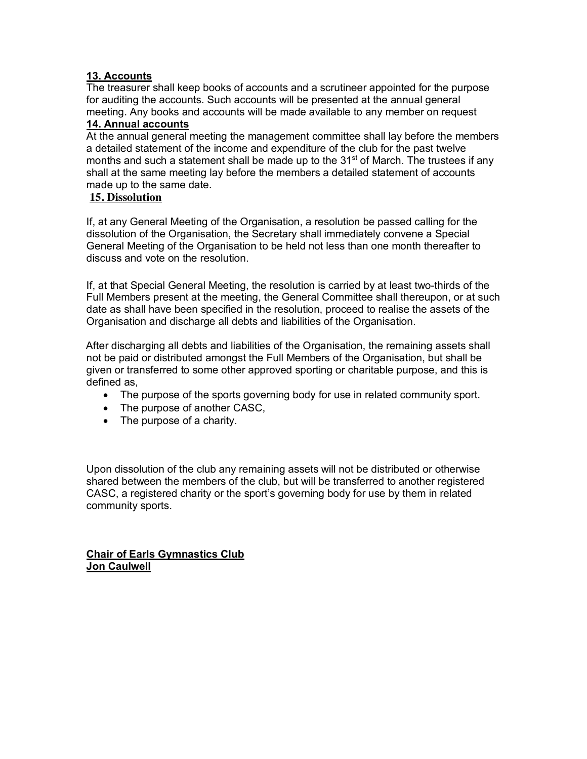**13. Accounts**

The treasurer shall keep books of accounts and a scrutineer appointed for the purpose for auditing the accounts. Such accounts will be presented at the annual general meeting. Any books and accounts will be made available to any member on request

**14. Annual accounts**

At the annual general meeting the management committee shall lay before the members a detailed statement of the income and expenditure of the club for the past twelve months and such a statement shall be made up to the 31st of March. The trustees if any shall at the same meeting lay before the members a detailed statement of accounts made up to the same date.

**15. Dissolution**

If, at any General Meeting of the Organisation, a resolution be passed calling for the dissolution of the Organisation, the Secretary shall immediately convene a Special General Meeting of the Organisation to be held not less than one month thereafter to discuss and vote on the resolution.

If, at that Special General Meeting, the resolution is carried by at least two-thirds of the Full Members present at the meeting, the General Committee shall thereupon, or at such date as shall have been specified in the resolution, proceed to realise the assets of the Organisation and discharge all debts and liabilities of the Organisation.

After discharging all debts and liabilities of the Organisation, the remaining assets shall not be paid or distributed amongst the Full Members of the Organisation, but shall be given or transferred to some other approved sporting or charitable purpose, and this is defined as,

- The purpose of the sports governing body for use in related community sport.
- The purpose of another CASC,
- The purpose of a charity.

Upon dissolution of the club any remaining assets will not be distributed or otherwise shared between the members of the club, but will be transferred to another registered CASC, a registered charity or the sport's governing body for use by them in related community sports.

**Chair of Earls Gymnastics Club**
**Jon Caulwell**